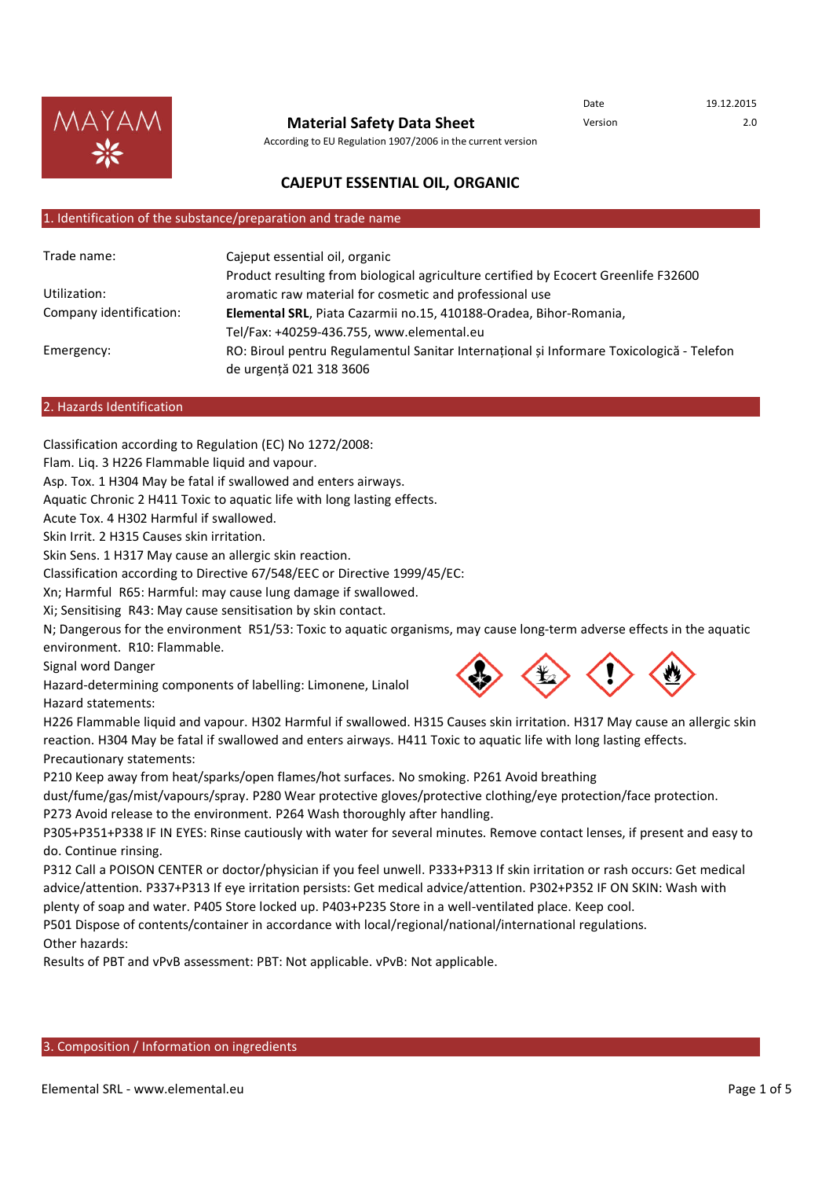Date 19.12.2015
Version 2.0

# Material Safety Data Sheet

According to EU Regulation 1907/2006 in the current version

## CAJEPUT ESSENTIAL OIL, ORGANIC

## 1. Identification of the substance/preparation and trade name

| | |
|---|---|
| Trade name: | Cajeput essential oil, organic<br>Product resulting from biological agriculture certified by Ecocert Greenlife F32600 |
| Utilization: | aromatic raw material for cosmetic and professional use |
| Company identification: | **Elemental SRL**, Piata Cazarmii no.15, 410188-Oradea, Bihor-Romania,<br>Tel/Fax: +40259-436.755, www.elemental.eu |
| Emergency: | RO: Biroul pentru Regulamentul Sanitar Internațional și Informare Toxicologică - Telefon de urgență 021 318 3606 |

## 2. Hazards Identification

Classification according to Regulation (EC) No 1272/2008:
Flam. Liq. 3 H226 Flammable liquid and vapour.
Asp. Tox. 1 H304 May be fatal if swallowed and enters airways.
Aquatic Chronic 2 H411 Toxic to aquatic life with long lasting effects.
Acute Tox. 4 H302 Harmful if swallowed.
Skin Irrit. 2 H315 Causes skin irritation.
Skin Sens. 1 H317 May cause an allergic skin reaction.
Classification according to Directive 67/548/EEC or Directive 1999/45/EC:
Xn; Harmful R65: Harmful: may cause lung damage if swallowed.
Xi; Sensitising R43: May cause sensitisation by skin contact.
N; Dangerous for the environment R51/53: Toxic to aquatic organisms, may cause long-term adverse effects in the aquatic environment. R10: Flammable.
Signal word Danger
Hazard-determining components of labelling: Limonene, Linalol
Hazard statements:
H226 Flammable liquid and vapour. H302 Harmful if swallowed. H315 Causes skin irritation. H317 May cause an allergic skin reaction. H304 May be fatal if swallowed and enters airways. H411 Toxic to aquatic life with long lasting effects.
Precautionary statements:
P210 Keep away from heat/sparks/open flames/hot surfaces. No smoking. P261 Avoid breathing dust/fume/gas/mist/vapours/spray. P280 Wear protective gloves/protective clothing/eye protection/face protection.
P273 Avoid release to the environment. P264 Wash thoroughly after handling.
P305+P351+P338 IF IN EYES: Rinse cautiously with water for several minutes. Remove contact lenses, if present and easy to do. Continue rinsing.
P312 Call a POISON CENTER or doctor/physician if you feel unwell. P333+P313 If skin irritation or rash occurs: Get medical advice/attention. P337+P313 If eye irritation persists: Get medical advice/attention. P302+P352 IF ON SKIN: Wash with plenty of soap and water. P405 Store locked up. P403+P235 Store in a well-ventilated place. Keep cool.
P501 Dispose of contents/container in accordance with local/regional/national/international regulations.
Other hazards:
Results of PBT and vPvB assessment: PBT: Not applicable. vPvB: Not applicable.

## 3. Composition / Information on ingredients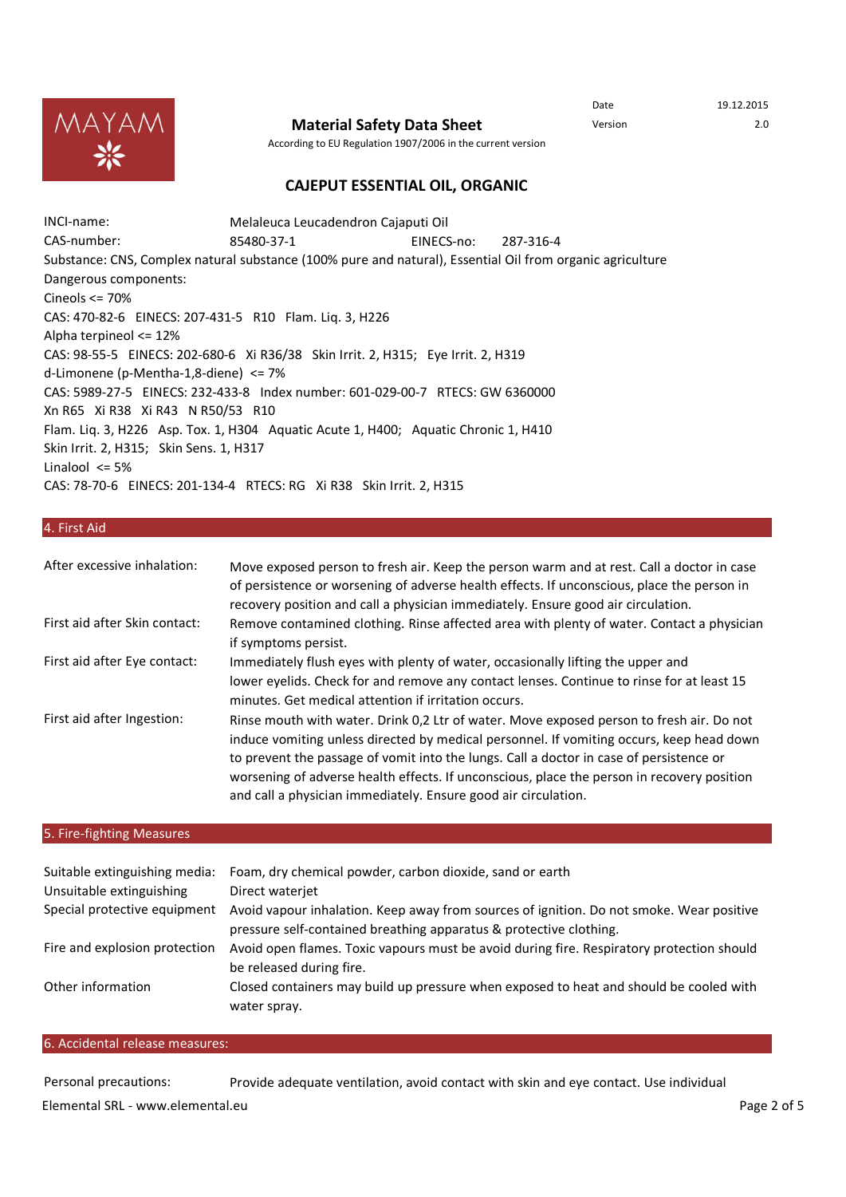**Material Safety Data Sheet**

According to EU Regulation 1907/2006 in the current version

| Date | 19.12.2015 |
|---|---|
| Version | 2.0 |

## CAJEPUT ESSENTIAL OIL, ORGANIC

INCI-name: Melaleuca Leucadendron Cajaputi Oil

CAS-number: 85480-37-1 EINECS-no: 287-316-4

Substance: CNS, Complex natural substance (100% pure and natural), Essential Oil from organic agriculture

Dangerous components:

Cineols <= 70%
CAS: 470-82-6 EINECS: 207-431-5 R10 Flam. Liq. 3, H226

Alpha terpineol <= 12%
CAS: 98-55-5 EINECS: 202-680-6 Xi R36/38 Skin Irrit. 2, H315; Eye Irrit. 2, H319

d-Limonene (p-Mentha-1,8-diene) <= 7%
CAS: 5989-27-5 EINECS: 232-433-8 Index number: 601-029-00-7 RTECS: GW 6360000
Xn R65 Xi R38 Xi R43 N R50/53 R10
Flam. Liq. 3, H226 Asp. Tox. 1, H304 Aquatic Acute 1, H400; Aquatic Chronic 1, H410
Skin Irrit. 2, H315; Skin Sens. 1, H317

Linalool <= 5%
CAS: 78-70-6 EINECS: 201-134-4 RTECS: RG Xi R38 Skin Irrit. 2, H315

## 4. First Aid

| | |
|---|---|
| After excessive inhalation: | Move exposed person to fresh air. Keep the person warm and at rest. Call a doctor in case of persistence or worsening of adverse health effects. If unconscious, place the person in recovery position and call a physician immediately. Ensure good air circulation. |
| First aid after Skin contact: | Remove contamined clothing. Rinse affected area with plenty of water. Contact a physician if symptoms persist. |
| First aid after Eye contact: | Immediately flush eyes with plenty of water, occasionally lifting the upper and lower eyelids. Check for and remove any contact lenses. Continue to rinse for at least 15 minutes. Get medical attention if irritation occurs. |
| First aid after Ingestion: | Rinse mouth with water. Drink 0,2 Ltr of water. Move exposed person to fresh air. Do not induce vomiting unless directed by medical personnel. If vomiting occurs, keep head down to prevent the passage of vomit into the lungs. Call a doctor in case of persistence or worsening of adverse health effects. If unconscious, place the person in recovery position and call a physician immediately. Ensure good air circulation. |

## 5. Fire-fighting Measures

| | |
|---|---|
| Suitable extinguishing media: | Foam, dry chemical powder, carbon dioxide, sand or earth |
| Unsuitable extinguishing | Direct waterjet |
| Special protective equipment | Avoid vapour inhalation. Keep away from sources of ignition. Do not smoke. Wear positive pressure self-contained breathing apparatus & protective clothing. |
| Fire and explosion protection | Avoid open flames. Toxic vapours must be avoid during fire. Respiratory protection should be released during fire. |
| Other information | Closed containers may build up pressure when exposed to heat and should be cooled with water spray. |

## 6. Accidental release measures:

Personal precautions: Provide adequate ventilation, avoid contact with skin and eye contact. Use individual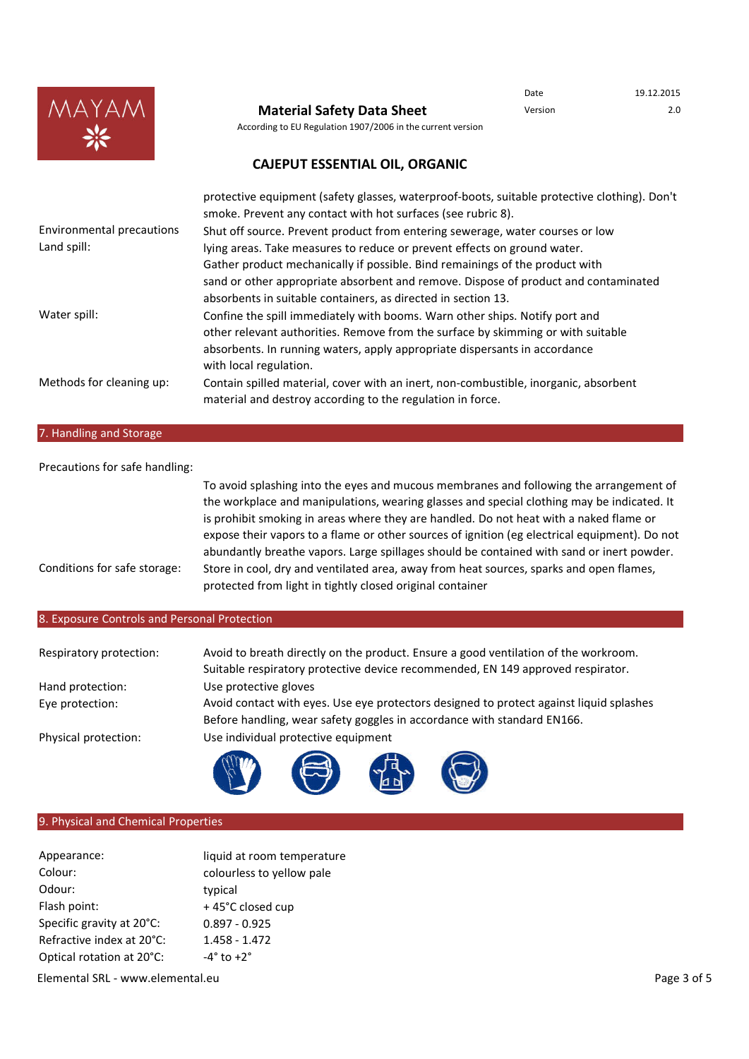| | |
|---|---|
| | protective equipment (safety glasses, waterproof-boots, suitable protective clothing). Don't smoke. Prevent any contact with hot surfaces (see rubric 8). |
| Environmental precautions | Shut off source. Prevent product from entering sewerage, water courses or low |
| Land spill: | lying areas. Take measures to reduce or prevent effects on ground water. Gather product mechanically if possible. Bind remainings of the product with sand or other appropriate absorbent and remove. Dispose of product and contaminated absorbents in suitable containers, as directed in section 13. |
| Water spill: | Confine the spill immediately with booms. Warn other ships. Notify port and other relevant authorities. Remove from the surface by skimming or with suitable absorbents. In running waters, apply appropriate dispersants in accordance with local regulation. |
| Methods for cleaning up: | Contain spilled material, cover with an inert, non-combustible, inorganic, absorbent material and destroy according to the regulation in force. |

## 7. Handling and Storage

| | |
|---|---|
| Precautions for safe handling: | To avoid splashing into the eyes and mucous membranes and following the arrangement of the workplace and manipulations, wearing glasses and special clothing may be indicated. It is prohibit smoking in areas where they are handled. Do not heat with a naked flame or expose their vapors to a flame or other sources of ignition (eg electrical equipment). Do not abundantly breathe vapors. Large spillages should be contained with sand or inert powder. |
| Conditions for safe storage: | Store in cool, dry and ventilated area, away from heat sources, sparks and open flames, protected from light in tightly closed original container |

## 8. Exposure Controls and Personal Protection

| | |
|---|---|
| Respiratory protection: | Avoid to breath directly on the product. Ensure a good ventilation of the workroom. Suitable respiratory protective device recommended, EN 149 approved respirator. |
| Hand protection: | Use protective gloves |
| Eye protection: | Avoid contact with eyes. Use eye protectors designed to protect against liquid splashes Before handling, wear safety goggles in accordance with standard EN166. |
| Physical protection: | Use individual protective equipment |

## 9. Physical and Chemical Properties

| | |
|---|---|
| Appearance: | liquid at room temperature |
| Colour: | colourless to yellow pale |
| Odour: | typical |
| Flash point: | + 45°C closed cup |
| Specific gravity at 20°C: | 0.897 - 0.925 |
| Refractive index at 20°C: | 1.458 - 1.472 |
| Optical rotation at 20°C: | -4° to +2° |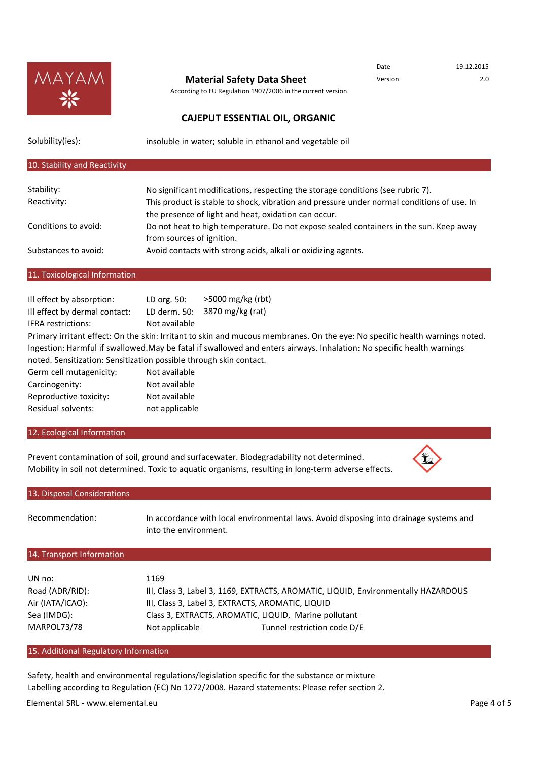**Material Safety Data Sheet**

According to EU Regulation 1907/2006 in the current version

| Date | 19.12.2015 |
| --- | --- |
| Version | 2.0 |

## CAJEPUT ESSENTIAL OIL, ORGANIC

| | |
| --- | --- |
| Solubility(ies): | insoluble in water; soluble in ethanol and vegetable oil |

## 10. Stability and Reactivity

| | |
| --- | --- |
| Stability: | No significant modifications, respecting the storage conditions (see rubric 7). |
| Reactivity: | This product is stable to shock, vibration and pressure under normal conditions of use. In the presence of light and heat, oxidation can occur. |
| Conditions to avoid: | Do not heat to high temperature. Do not expose sealed containers in the sun. Keep away from sources of ignition. |
| Substances to avoid: | Avoid contacts with strong acids, alkali or oxidizing agents. |

## 11. Toxicological Information

| | | |
| --- | --- | --- |
| Ill effect by absorption: | LD org. 50: | >5000 mg/kg (rbt) |
| Ill effect by dermal contact: | LD derm. 50: | 3870 mg/kg (rat) |
| IFRA restrictions: | Not available | |

Primary irritant effect: On the skin: Irritant to skin and mucous membranes. On the eye: No specific health warnings noted. Ingestion: Harmful if swallowed.May be fatal if swallowed and enters airways. Inhalation: No specific health warnings noted. Sensitization: Sensitization possible through skin contact.

| | |
| --- | --- |
| Germ cell mutagenicity: | Not available |
| Carcinogenity: | Not available |
| Reproductive toxicity: | Not available |
| Residual solvents: | not applicable |

## 12. Ecological Information

Prevent contamination of soil, ground and surfacewater. Biodegradability not determined. Mobility in soil not determined. Toxic to aquatic organisms, resulting in long-term adverse effects.

## 13. Disposal Considerations

| | |
| --- | --- |
| Recommendation: | In accordance with local environmental laws. Avoid disposing into drainage systems and into the environment. |

## 14. Transport Information

| | | |
| --- | --- | --- |
| UN no: | 1169 | |
| Road (ADR/RID): | III, Class 3, Label 3, 1169, EXTRACTS, AROMATIC, LIQUID, Environmentally HAZARDOUS | |
| Air (IATA/ICAO): | III, Class 3, Label 3, EXTRACTS, AROMATIC, LIQUID | |
| Sea (IMDG): | Class 3, EXTRACTS, AROMATIC, LIQUID, Marine pollutant | |
| MARPOL73/78 | Not applicable | Tunnel restriction code D/E |

## 15. Additional Regulatory Information

Safety, health and environmental regulations/legislation specific for the substance or mixture
Labelling according to Regulation (EC) No 1272/2008. Hazard statements: Please refer section 2.

Elemental SRL - www.elemental.eu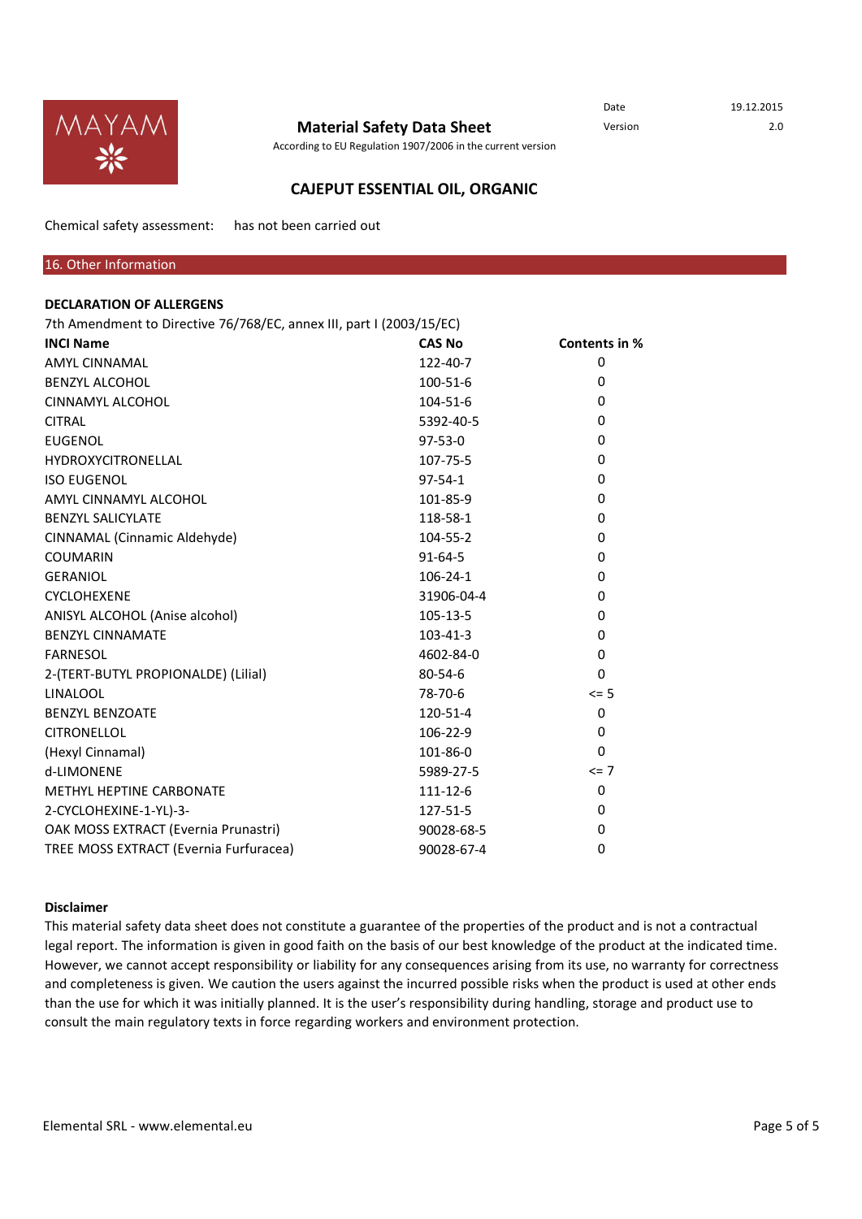Chemical safety assessment: has not been carried out

## 16. Other Information

**DECLARATION OF ALLERGENS**

7th Amendment to Directive 76/768/EC, annex III, part I (2003/15/EC)

| INCI Name | CAS No | Contents in % |
|---|---|---|
| AMYL CINNAMAL | 122-40-7 | 0 |
| BENZYL ALCOHOL | 100-51-6 | 0 |
| CINNAMYL ALCOHOL | 104-51-6 | 0 |
| CITRAL | 5392-40-5 | 0 |
| EUGENOL | 97-53-0 | 0 |
| HYDROXYCITRONELLAL | 107-75-5 | 0 |
| ISO EUGENOL | 97-54-1 | 0 |
| AMYL CINNAMYL ALCOHOL | 101-85-9 | 0 |
| BENZYL SALICYLATE | 118-58-1 | 0 |
| CINNAMAL (Cinnamic Aldehyde) | 104-55-2 | 0 |
| COUMARIN | 91-64-5 | 0 |
| GERANIOL | 106-24-1 | 0 |
| CYCLOHEXENE | 31906-04-4 | 0 |
| ANISYL ALCOHOL (Anise alcohol) | 105-13-5 | 0 |
| BENZYL CINNAMATE | 103-41-3 | 0 |
| FARNESOL | 4602-84-0 | 0 |
| 2-(TERT-BUTYL PROPIONALDE) (Lilial) | 80-54-6 | 0 |
| LINALOOL | 78-70-6 | <= 5 |
| BENZYL BENZOATE | 120-51-4 | 0 |
| CITRONELLOL | 106-22-9 | 0 |
| (Hexyl Cinnamal) | 101-86-0 | 0 |
| d-LIMONENE | 5989-27-5 | <= 7 |
| METHYL HEPTINE CARBONATE | 111-12-6 | 0 |
| 2-CYCLOHEXINE-1-YL)-3- | 127-51-5 | 0 |
| OAK MOSS EXTRACT (Evernia Prunastri) | 90028-68-5 | 0 |
| TREE MOSS EXTRACT (Evernia Furfuracea) | 90028-67-4 | 0 |

**Disclaimer**

This material safety data sheet does not constitute a guarantee of the properties of the product and is not a contractual legal report. The information is given in good faith on the basis of our best knowledge of the product at the indicated time. However, we cannot accept responsibility or liability for any consequences arising from its use, no warranty for correctness and completeness is given. We caution the users against the incurred possible risks when the product is used at other ends than the use for which it was initially planned. It is the user's responsibility during handling, storage and product use to consult the main regulatory texts in force regarding workers and environment protection.